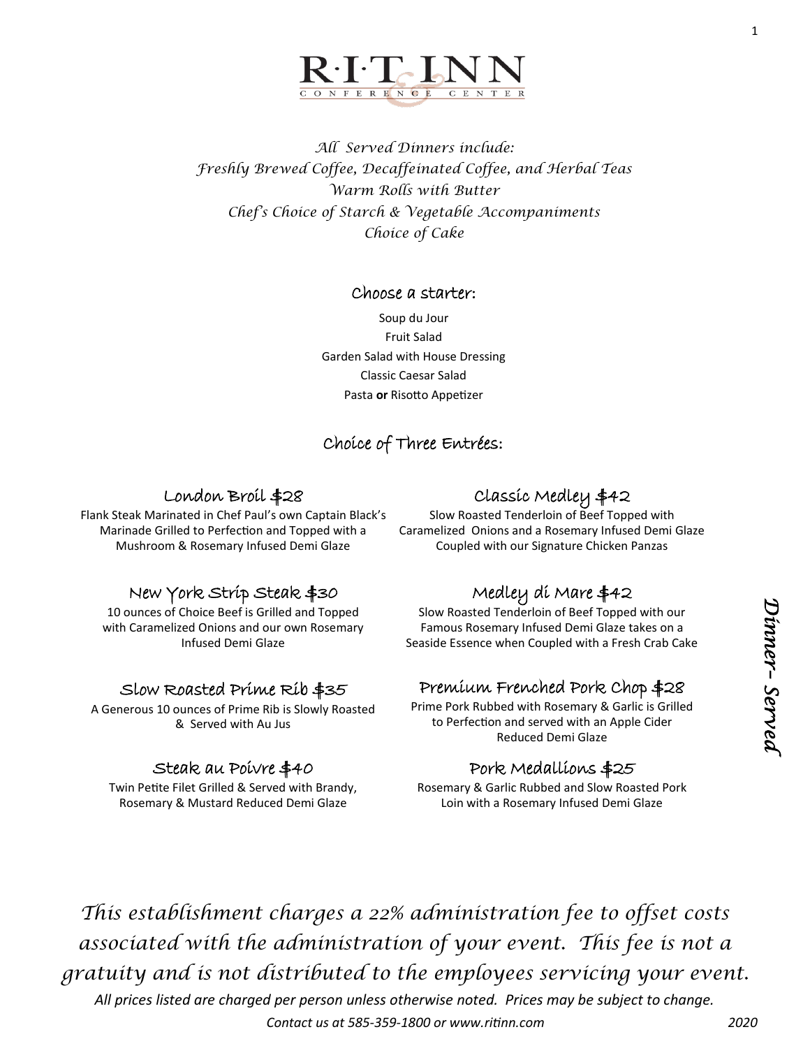# R·I·T INN
CONFERENCE CENTER

*All Served Dinners include:*
*Freshly Brewed Coffee, Decaffeinated Coffee, and Herbal Teas*
*Warm Rolls with Butter*
*Chef's Choice of Starch & Vegetable Accompaniments*
*Choice of Cake*

## Choose a starter:

Soup du Jour
Fruit Salad
Garden Salad with House Dressing
Classic Caesar Salad
Pasta **or** Risotto Appetizer

## Choice of Three Entrées:

### London Broil $28
Flank Steak Marinated in Chef Paul's own Captain Black's Marinade Grilled to Perfection and Topped with a Mushroom & Rosemary Infused Demi Glaze

### New York Strip Steak $30
10 ounces of Choice Beef is Grilled and Topped with Caramelized Onions and our own Rosemary Infused Demi Glaze

### Slow Roasted Prime Rib $35
A Generous 10 ounces of Prime Rib is Slowly Roasted & Served with Au Jus

### Steak au Poivre $40
Twin Petite Filet Grilled & Served with Brandy, Rosemary & Mustard Reduced Demi Glaze

### Classic Medley $42
Slow Roasted Tenderloin of Beef Topped with Caramelized Onions and a Rosemary Infused Demi Glaze Coupled with our Signature Chicken Panzas

### Medley di Mare $42
Slow Roasted Tenderloin of Beef Topped with our Famous Rosemary Infused Demi Glaze takes on a Seaside Essence when Coupled with a Fresh Crab Cake

### Premium Frenched Pork Chop $28
Prime Pork Rubbed with Rosemary & Garlic is Grilled to Perfection and served with an Apple Cider Reduced Demi Glaze

### Pork Medallions $25
Rosemary & Garlic Rubbed and Slow Roasted Pork Loin with a Rosemary Infused Demi Glaze

*Dinner- Served*

*This establishment charges a 22% administration fee to offset costs associated with the administration of your event. This fee is not a gratuity and is not distributed to the employees servicing your event.*

*All prices listed are charged per person unless otherwise noted. Prices may be subject to change.*

*Contact us at 585-359-1800 or www.ritinn.com* 2020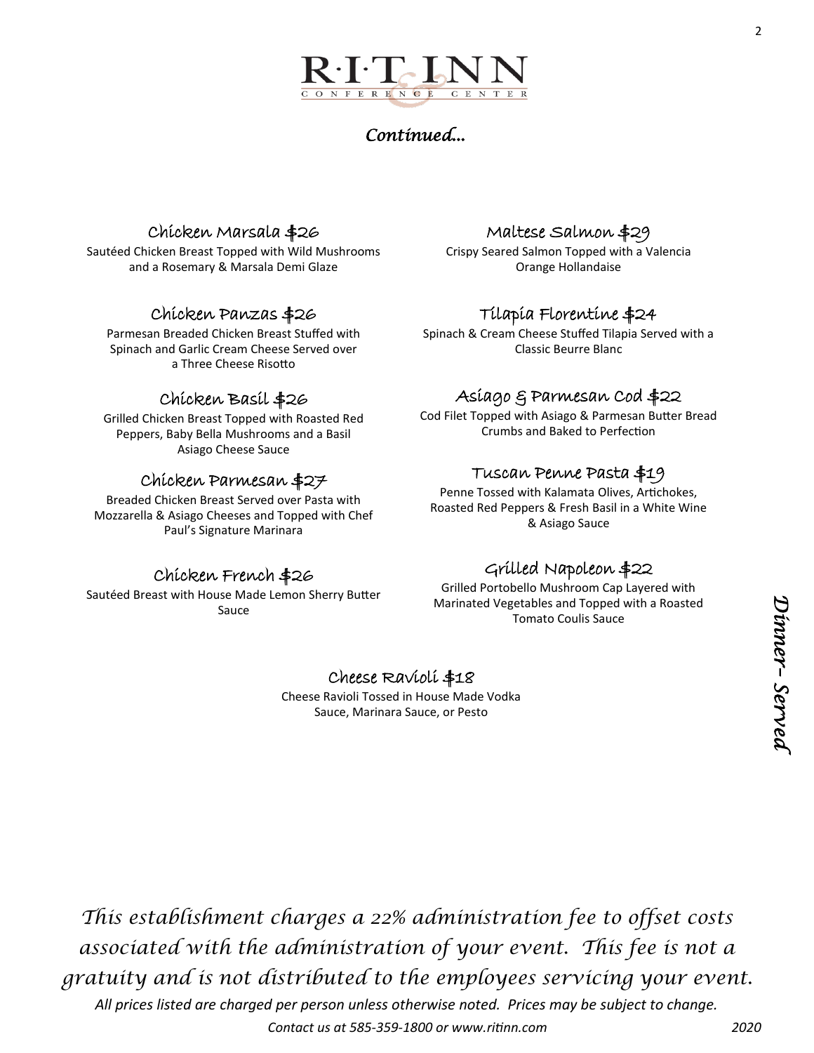# R·I·T INN & CONFERENCE CENTER

*Continued...*

### Chicken Marsala $26

Sautéed Chicken Breast Topped with Wild Mushrooms and a Rosemary & Marsala Demi Glaze

### Chicken Panzas $26

Parmesan Breaded Chicken Breast Stuffed with Spinach and Garlic Cream Cheese Served over a Three Cheese Risotto

### Chicken Basil $26

Grilled Chicken Breast Topped with Roasted Red Peppers, Baby Bella Mushrooms and a Basil Asiago Cheese Sauce

### Chicken Parmesan $27

Breaded Chicken Breast Served over Pasta with Mozzarella & Asiago Cheeses and Topped with Chef Paul's Signature Marinara

### Chicken French $26

Sautéed Breast with House Made Lemon Sherry Butter Sauce

### Maltese Salmon $29

Crispy Seared Salmon Topped with a Valencia Orange Hollandaise

### Tilapia Florentine $24

Spinach & Cream Cheese Stuffed Tilapia Served with a Classic Beurre Blanc

### Asiago & Parmesan Cod $22

Cod Filet Topped with Asiago & Parmesan Butter Bread Crumbs and Baked to Perfection

### Tuscan Penne Pasta $19

Penne Tossed with Kalamata Olives, Artichokes, Roasted Red Peppers & Fresh Basil in a White Wine & Asiago Sauce

### Grilled Napoleon $22

Grilled Portobello Mushroom Cap Layered with Marinated Vegetables and Topped with a Roasted Tomato Coulis Sauce

### Cheese Ravioli $18

Cheese Ravioli Tossed in House Made Vodka Sauce, Marinara Sauce, or Pesto

*Dinner- Served*

*This establishment charges a 22% administration fee to offset costs associated with the administration of your event. This fee is not a gratuity and is not distributed to the employees servicing your event.*

*All prices listed are charged per person unless otherwise noted. Prices may be subject to change.*

*Contact us at 585-359-1800 or www.ritinn.com* *2020*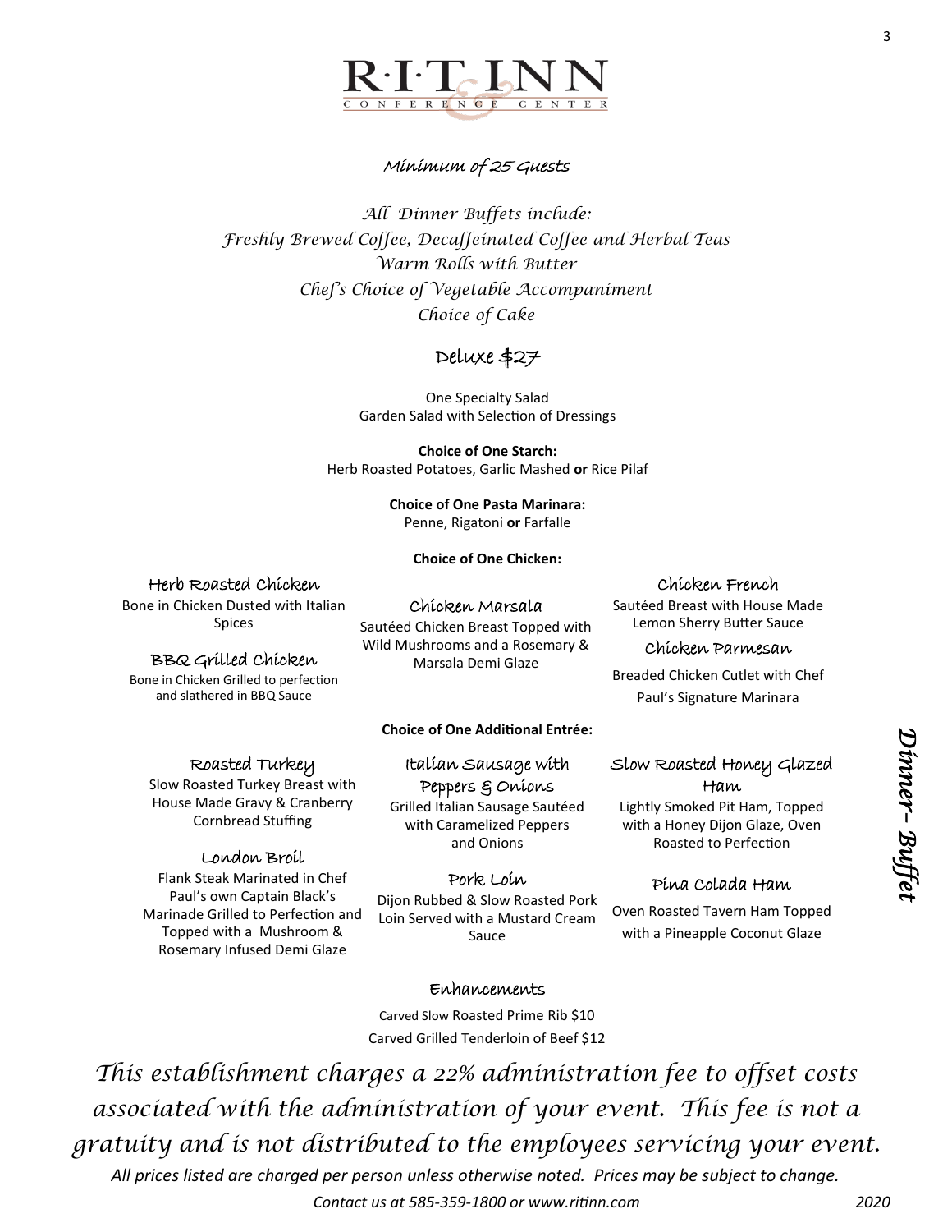# R·I·T INN
CONFERENCE CENTER

Minimum of 25 Guests

*All Dinner Buffets include:*
*Freshly Brewed Coffee, Decaffeinated Coffee and Herbal Teas*
*Warm Rolls with Butter*
*Chef's Choice of Vegetable Accompaniment*
*Choice of Cake*

## Deluxe $27

One Specialty Salad
Garden Salad with Selection of Dressings

**Choice of One Starch:**
Herb Roasted Potatoes, Garlic Mashed **or** Rice Pilaf

**Choice of One Pasta Marinara:**
Penne, Rigatoni **or** Farfalle

**Choice of One Chicken:**

### Herb Roasted Chicken
Bone in Chicken Dusted with Italian Spices

### BBQ Grilled Chicken
Bone in Chicken Grilled to perfection and slathered in BBQ Sauce

### Chicken Marsala
Sautéed Chicken Breast Topped with Wild Mushrooms and a Rosemary & Marsala Demi Glaze

### Chicken French
Sautéed Breast with House Made Lemon Sherry Butter Sauce

### Chicken Parmesan
Breaded Chicken Cutlet with Chef Paul's Signature Marinara

**Choice of One Additional Entrée:**

### Roasted Turkey
Slow Roasted Turkey Breast with House Made Gravy & Cranberry Cornbread Stuffing

### London Broil
Flank Steak Marinated in Chef Paul's own Captain Black's Marinade Grilled to Perfection and Topped with a Mushroom & Rosemary Infused Demi Glaze

### Italian Sausage with Peppers & Onions
Grilled Italian Sausage Sautéed with Caramelized Peppers and Onions

### Pork Loin
Dijon Rubbed & Slow Roasted Pork Loin Served with a Mustard Cream Sauce

### Slow Roasted Honey Glazed Ham
Lightly Smoked Pit Ham, Topped with a Honey Dijon Glaze, Oven Roasted to Perfection

### Pina Colada Ham
Oven Roasted Tavern Ham Topped with a Pineapple Coconut Glaze

### Enhancements
Carved Slow Roasted Prime Rib $10
Carved Grilled Tenderloin of Beef $12

*Dinner - Buffet*

*This establishment charges a 22% administration fee to offset costs associated with the administration of your event. This fee is not a gratuity and is not distributed to the employees servicing your event.*

*All prices listed are charged per person unless otherwise noted. Prices may be subject to change.*

*Contact us at 585-359-1800 or www.ritinn.com* *2020*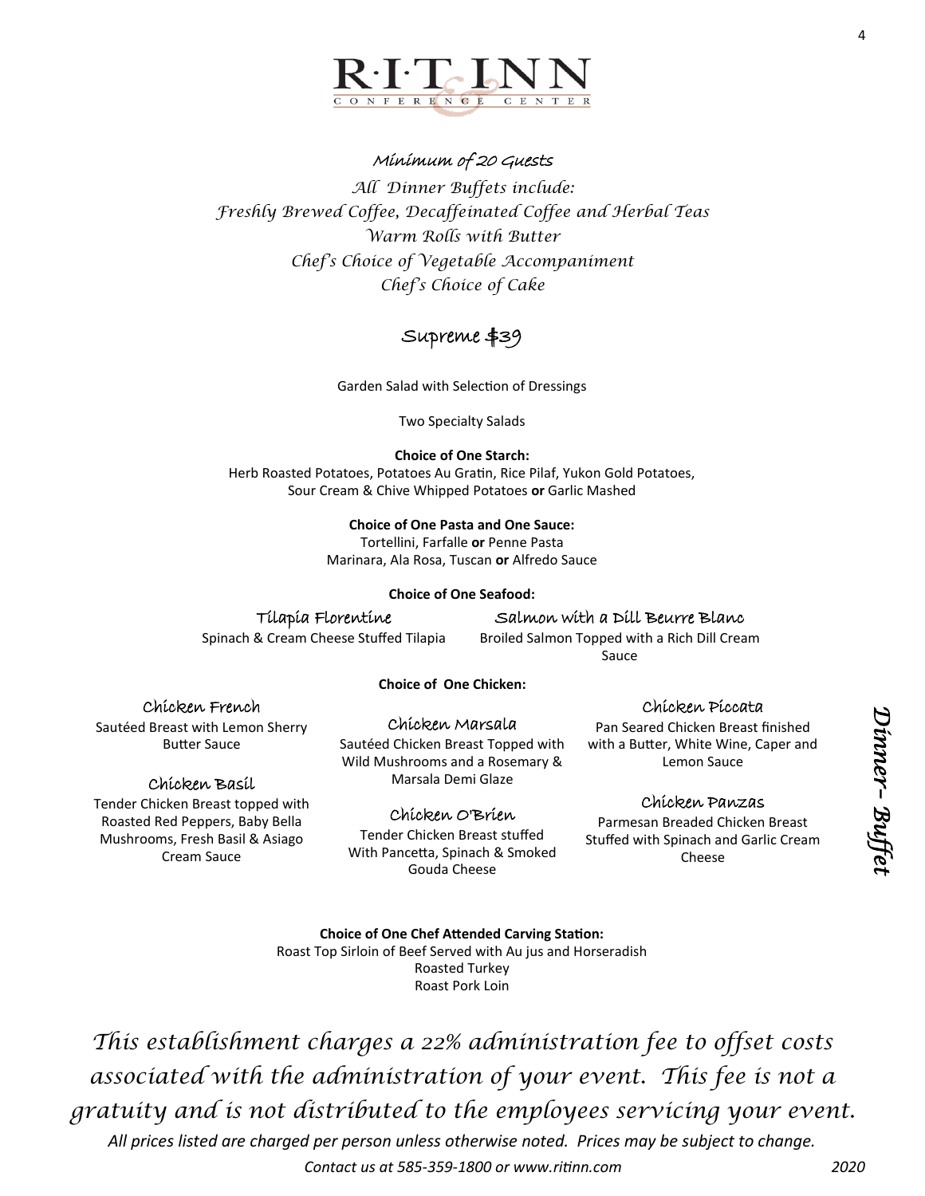# R·I·T INN
CONFERENCE CENTER

*Minimum of 20 Guests*

*All Dinner Buffets include:*
*Freshly Brewed Coffee, Decaffeinated Coffee and Herbal Teas*
*Warm Rolls with Butter*
*Chef's Choice of Vegetable Accompaniment*
*Chef's Choice of Cake*

## Supreme $39

Garden Salad with Selection of Dressings

Two Specialty Salads

**Choice of One Starch:**
Herb Roasted Potatoes, Potatoes Au Gratin, Rice Pilaf, Yukon Gold Potatoes, Sour Cream & Chive Whipped Potatoes **or** Garlic Mashed

**Choice of One Pasta and One Sauce:**
Tortellini, Farfalle **or** Penne Pasta
Marinara, Ala Rosa, Tuscan **or** Alfredo Sauce

**Choice of One Seafood:**

### Tilapia Florentine
Spinach & Cream Cheese Stuffed Tilapia

### Salmon with a Dill Beurre Blanc
Broiled Salmon Topped with a Rich Dill Cream Sauce

**Choice of One Chicken:**

### Chicken French
Sautéed Breast with Lemon Sherry Butter Sauce

### Chicken Basil
Tender Chicken Breast topped with Roasted Red Peppers, Baby Bella Mushrooms, Fresh Basil & Asiago Cream Sauce

### Chicken Marsala
Sautéed Chicken Breast Topped with Wild Mushrooms and a Rosemary & Marsala Demi Glaze

### Chicken O'Brien
Tender Chicken Breast stuffed With Pancetta, Spinach & Smoked Gouda Cheese

### Chicken Piccata
Pan Seared Chicken Breast finished with a Butter, White Wine, Caper and Lemon Sauce

### Chicken Panzas
Parmesan Breaded Chicken Breast Stuffed with Spinach and Garlic Cream Cheese

**Choice of One Chef Attended Carving Station:**
Roast Top Sirloin of Beef Served with Au jus and Horseradish
Roasted Turkey
Roast Pork Loin

*This establishment charges a 22% administration fee to offset costs associated with the administration of your event. This fee is not a gratuity and is not distributed to the employees servicing your event.*

*All prices listed are charged per person unless otherwise noted. Prices may be subject to change.*

*Contact us at 585-359-1800 or www.ritinn.com* *2020*

*Dinner- Buffet*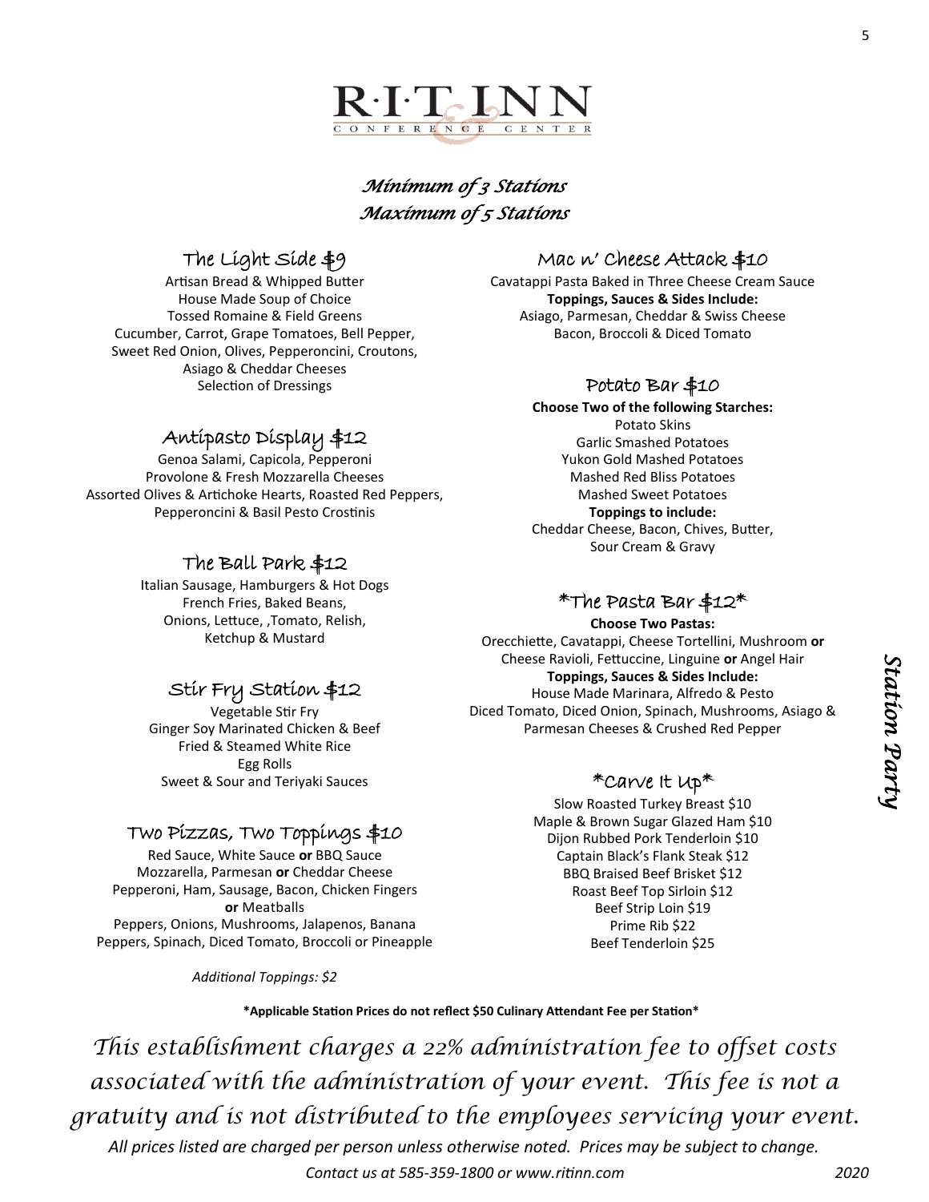R·I·T INN
CONFERENCE & CENTER

*Minimum of 3 Stations*
*Maximum of 5 Stations*

## The Light Side $9

Artisan Bread & Whipped Butter
House Made Soup of Choice
Tossed Romaine & Field Greens
Cucumber, Carrot, Grape Tomatoes, Bell Pepper,
Sweet Red Onion, Olives, Pepperoncini, Croutons,
Asiago & Cheddar Cheeses
Selection of Dressings

## Antipasto Display $12

Genoa Salami, Capicola, Pepperoni
Provolone & Fresh Mozzarella Cheeses
Assorted Olives & Artichoke Hearts, Roasted Red Peppers,
Pepperoncini & Basil Pesto Crostinis

## The Ball Park $12

Italian Sausage, Hamburgers & Hot Dogs
French Fries, Baked Beans,
Onions, Lettuce, ,Tomato, Relish,
Ketchup & Mustard

## Stir Fry Station $12

Vegetable Stir Fry
Ginger Soy Marinated Chicken & Beef
Fried & Steamed White Rice
Egg Rolls
Sweet & Sour and Teriyaki Sauces

## Two Pizzas, Two Toppings $10

Red Sauce, White Sauce **or** BBQ Sauce
Mozzarella, Parmesan **or** Cheddar Cheese
Pepperoni, Ham, Sausage, Bacon, Chicken Fingers
**or** Meatballs
Peppers, Onions, Mushrooms, Jalapenos, Banana
Peppers, Spinach, Diced Tomato, Broccoli or Pineapple

*Additional Toppings: $2*

## Mac n' Cheese Attack $10

Cavatappi Pasta Baked in Three Cheese Cream Sauce
**Toppings, Sauces & Sides Include:**
Asiago, Parmesan, Cheddar & Swiss Cheese
Bacon, Broccoli & Diced Tomato

## Potato Bar $10

**Choose Two of the following Starches:**
Potato Skins
Garlic Smashed Potatoes
Yukon Gold Mashed Potatoes
Mashed Red Bliss Potatoes
Mashed Sweet Potatoes
**Toppings to include:**
Cheddar Cheese, Bacon, Chives, Butter,
Sour Cream & Gravy

## *The Pasta Bar $12*

**Choose Two Pastas:**
Orecchiette, Cavatappi, Cheese Tortellini, Mushroom **or**
Cheese Ravioli, Fettuccine, Linguine **or** Angel Hair
**Toppings, Sauces & Sides Include:**
House Made Marinara, Alfredo & Pesto
Diced Tomato, Diced Onion, Spinach, Mushrooms, Asiago &
Parmesan Cheeses & Crushed Red Pepper

## *Carve It Up*

Slow Roasted Turkey Breast $10
Maple & Brown Sugar Glazed Ham $10
Dijon Rubbed Pork Tenderloin $10
Captain Black's Flank Steak $12
BBQ Braised Beef Brisket $12
Roast Beef Top Sirloin $12
Beef Strip Loin $19
Prime Rib $22
Beef Tenderloin $25

**Station Party**

**\*Applicable Station Prices do not reflect $50 Culinary Attendant Fee per Station\***

*This establishment charges a 22% administration fee to offset costs associated with the administration of your event. This fee is not a gratuity and is not distributed to the employees servicing your event.*

*All prices listed are charged per person unless otherwise noted. Prices may be subject to change.*

*Contact us at 585-359-1800 or www.ritinn.com* *2020*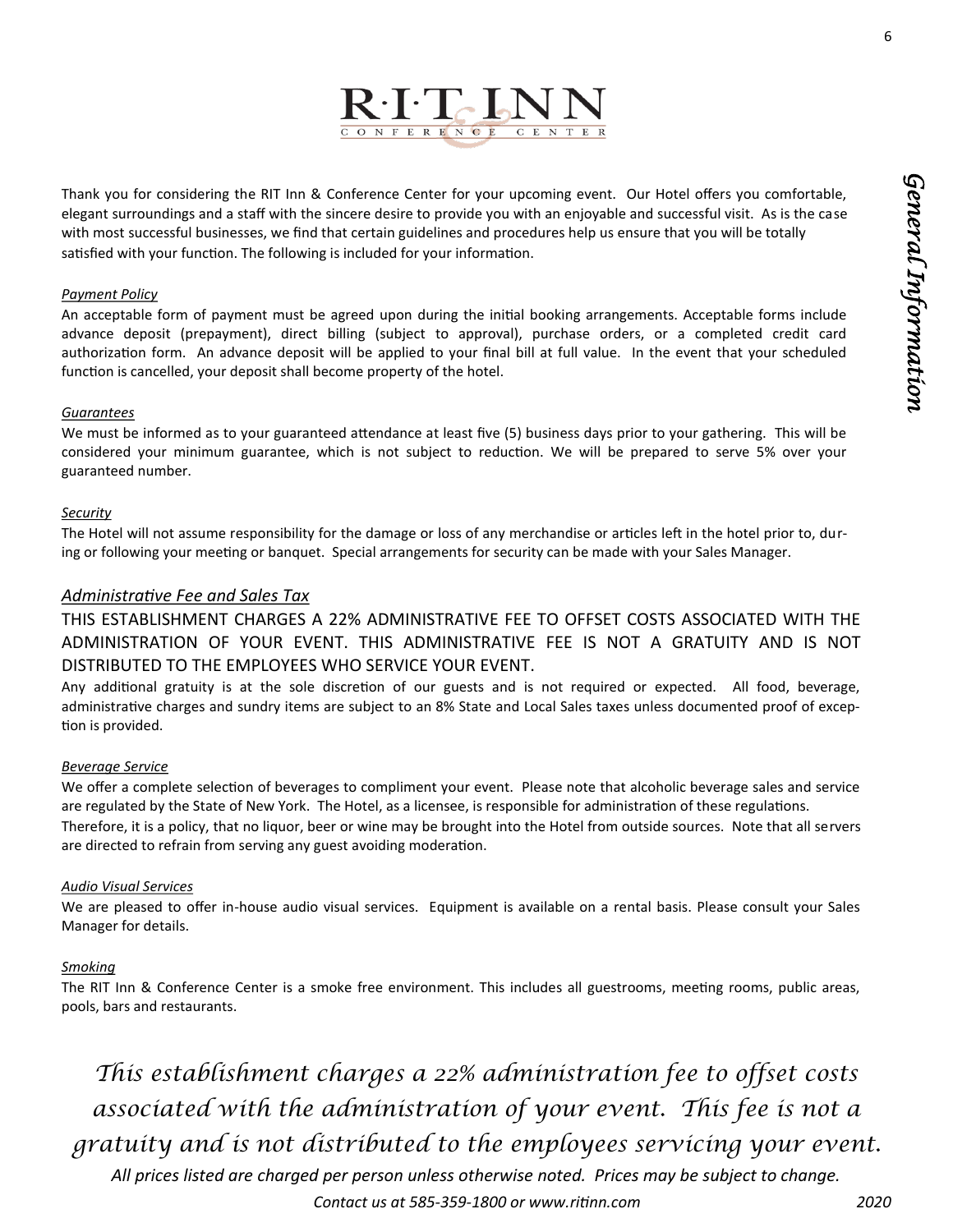# R·I·T INN CONFERENCE & CENTER

## General Information

Thank you for considering the RIT Inn & Conference Center for your upcoming event. Our Hotel offers you comfortable, elegant surroundings and a staff with the sincere desire to provide you with an enjoyable and successful visit. As is the case with most successful businesses, we find that certain guidelines and procedures help us ensure that you will be totally satisfied with your function. The following is included for your information.

*Payment Policy*

An acceptable form of payment must be agreed upon during the initial booking arrangements. Acceptable forms include advance deposit (prepayment), direct billing (subject to approval), purchase orders, or a completed credit card authorization form. An advance deposit will be applied to your final bill at full value. In the event that your scheduled function is cancelled, your deposit shall become property of the hotel.

*Guarantees*

We must be informed as to your guaranteed attendance at least five (5) business days prior to your gathering. This will be considered your minimum guarantee, which is not subject to reduction. We will be prepared to serve 5% over your guaranteed number.

*Security*

The Hotel will not assume responsibility for the damage or loss of any merchandise or articles left in the hotel prior to, during or following your meeting or banquet. Special arrangements for security can be made with your Sales Manager.

*Administrative Fee and Sales Tax*

THIS ESTABLISHMENT CHARGES A 22% ADMINISTRATIVE FEE TO OFFSET COSTS ASSOCIATED WITH THE ADMINISTRATION OF YOUR EVENT. THIS ADMINISTRATIVE FEE IS NOT A GRATUITY AND IS NOT DISTRIBUTED TO THE EMPLOYEES WHO SERVICE YOUR EVENT.

Any additional gratuity is at the sole discretion of our guests and is not required or expected. All food, beverage, administrative charges and sundry items are subject to an 8% State and Local Sales taxes unless documented proof of exception is provided.

*Beverage Service*

We offer a complete selection of beverages to compliment your event. Please note that alcoholic beverage sales and service are regulated by the State of New York. The Hotel, as a licensee, is responsible for administration of these regulations. Therefore, it is a policy, that no liquor, beer or wine may be brought into the Hotel from outside sources. Note that all servers are directed to refrain from serving any guest avoiding moderation.

*Audio Visual Services*

We are pleased to offer in-house audio visual services. Equipment is available on a rental basis. Please consult your Sales Manager for details.

*Smoking*

The RIT Inn & Conference Center is a smoke free environment. This includes all guestrooms, meeting rooms, public areas, pools, bars and restaurants.

*This establishment charges a 22% administration fee to offset costs associated with the administration of your event. This fee is not a gratuity and is not distributed to the employees servicing your event.*

*All prices listed are charged per person unless otherwise noted. Prices may be subject to change.*

*Contact us at 585-359-1800 or www.ritinn.com* *2020*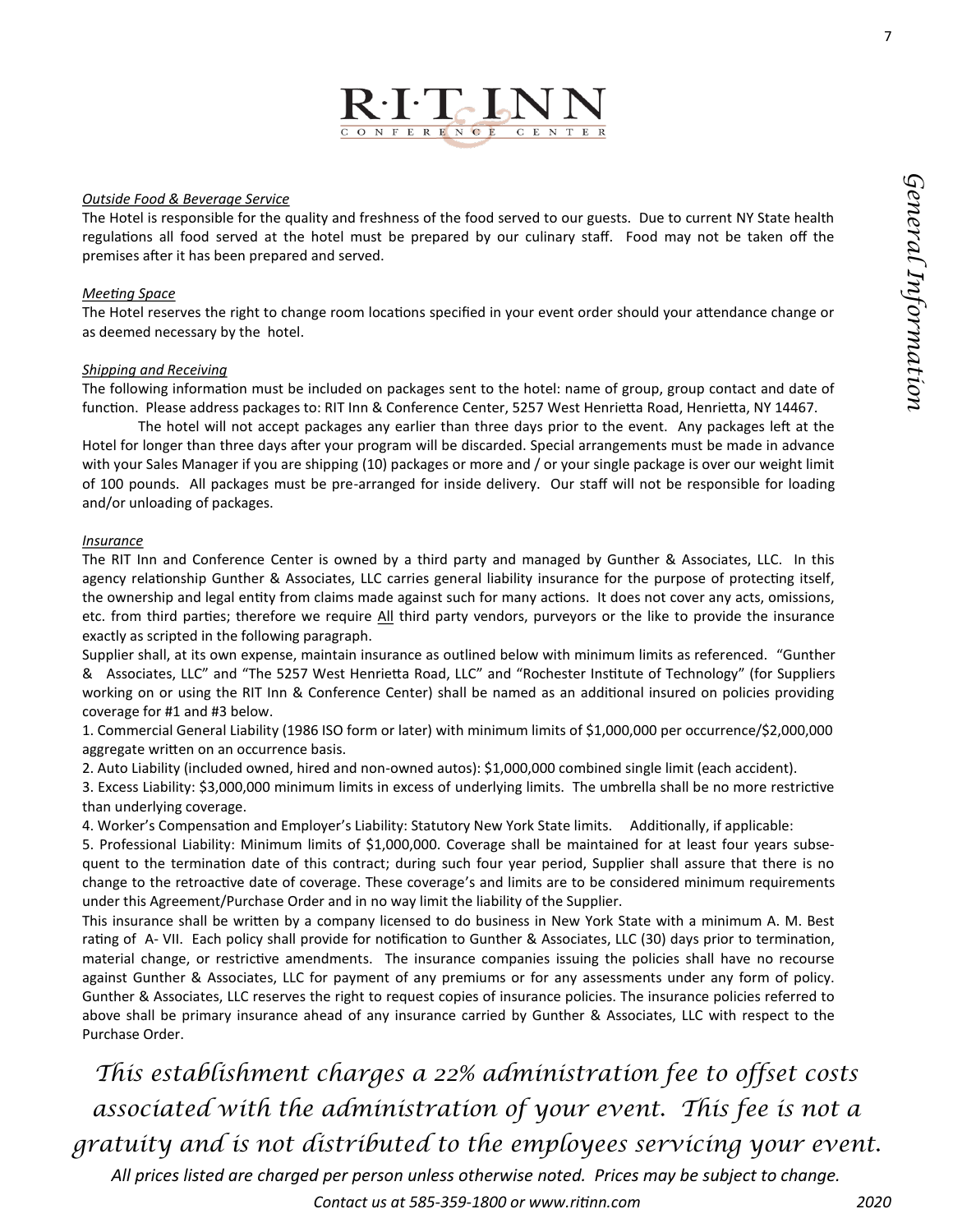R·I·T INN
CONFERENCE & CENTER

*General Information*

*Outside Food & Beverage Service*

The Hotel is responsible for the quality and freshness of the food served to our guests. Due to current NY State health regulations all food served at the hotel must be prepared by our culinary staff. Food may not be taken off the premises after it has been prepared and served.

*Meeting Space*

The Hotel reserves the right to change room locations specified in your event order should your attendance change or as deemed necessary by the hotel.

*Shipping and Receiving*

The following information must be included on packages sent to the hotel: name of group, group contact and date of function. Please address packages to: RIT Inn & Conference Center, 5257 West Henrietta Road, Henrietta, NY 14467.

The hotel will not accept packages any earlier than three days prior to the event. Any packages left at the Hotel for longer than three days after your program will be discarded. Special arrangements must be made in advance with your Sales Manager if you are shipping (10) packages or more and / or your single package is over our weight limit of 100 pounds. All packages must be pre-arranged for inside delivery. Our staff will not be responsible for loading and/or unloading of packages.

*Insurance*

The RIT Inn and Conference Center is owned by a third party and managed by Gunther & Associates, LLC. In this agency relationship Gunther & Associates, LLC carries general liability insurance for the purpose of protecting itself, the ownership and legal entity from claims made against such for many actions. It does not cover any acts, omissions, etc. from third parties; therefore we require All third party vendors, purveyors or the like to provide the insurance exactly as scripted in the following paragraph.

Supplier shall, at its own expense, maintain insurance as outlined below with minimum limits as referenced. "Gunther & Associates, LLC" and "The 5257 West Henrietta Road, LLC" and "Rochester Institute of Technology" (for Suppliers working on or using the RIT Inn & Conference Center) shall be named as an additional insured on policies providing coverage for #1 and #3 below.

1. Commercial General Liability (1986 ISO form or later) with minimum limits of $1,000,000 per occurrence/$2,000,000 aggregate written on an occurrence basis.
2. Auto Liability (included owned, hired and non-owned autos): $1,000,000 combined single limit (each accident).
3. Excess Liability: $3,000,000 minimum limits in excess of underlying limits. The umbrella shall be no more restrictive than underlying coverage.
4. Worker's Compensation and Employer's Liability: Statutory New York State limits. Additionally, if applicable:
5. Professional Liability: Minimum limits of $1,000,000. Coverage shall be maintained for at least four years subsequent to the termination date of this contract; during such four year period, Supplier shall assure that there is no change to the retroactive date of coverage. These coverage's and limits are to be considered minimum requirements under this Agreement/Purchase Order and in no way limit the liability of the Supplier.

This insurance shall be written by a company licensed to do business in New York State with a minimum A. M. Best rating of A- VII. Each policy shall provide for notification to Gunther & Associates, LLC (30) days prior to termination, material change, or restrictive amendments. The insurance companies issuing the policies shall have no recourse against Gunther & Associates, LLC for payment of any premiums or for any assessments under any form of policy. Gunther & Associates, LLC reserves the right to request copies of insurance policies. The insurance policies referred to above shall be primary insurance ahead of any insurance carried by Gunther & Associates, LLC with respect to the Purchase Order.

*This establishment charges a 22% administration fee to offset costs associated with the administration of your event. This fee is not a gratuity and is not distributed to the employees servicing your event.*

*All prices listed are charged per person unless otherwise noted. Prices may be subject to change.*

*Contact us at 585-359-1800 or www.ritinn.com*

*2020*